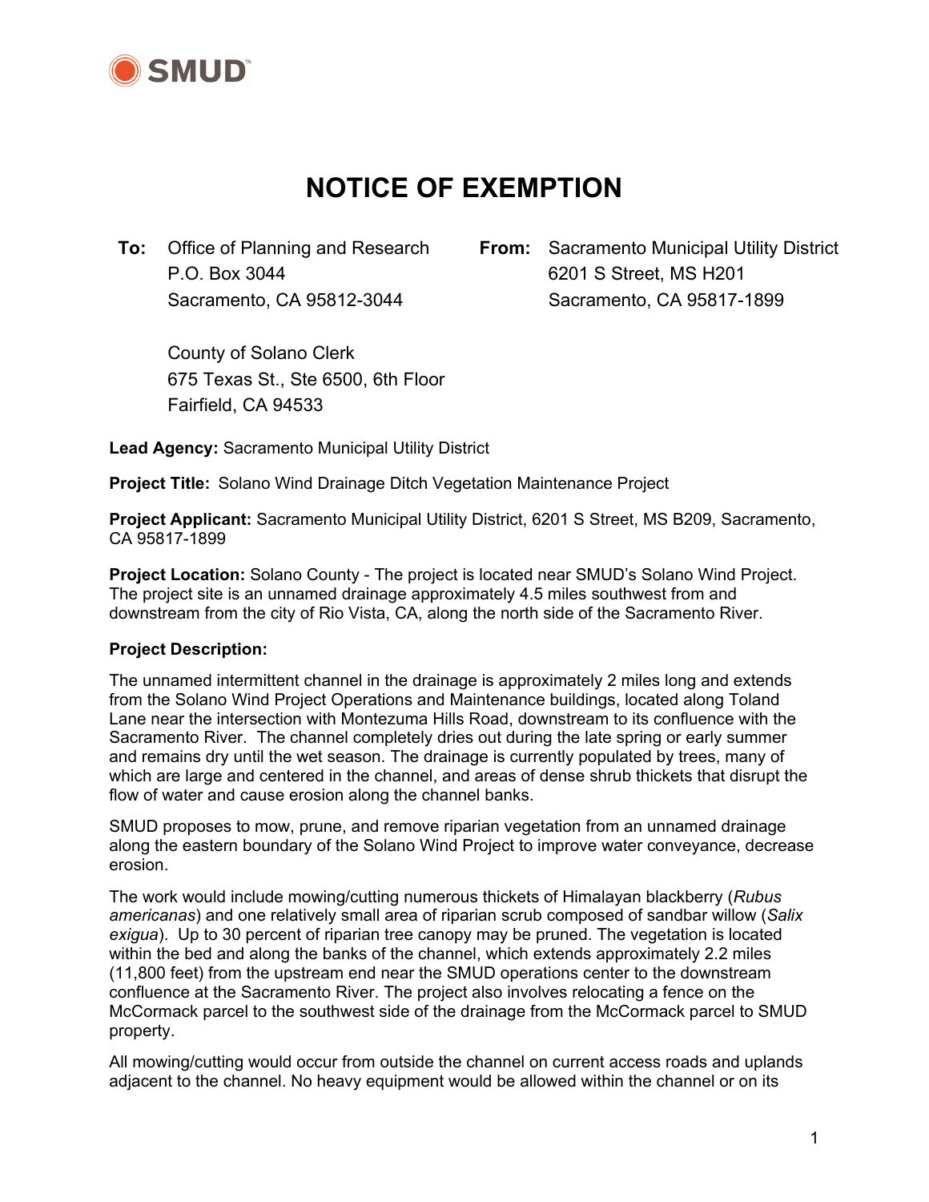SMUD

# NOTICE OF EXEMPTION

**To:** Office of Planning and Research
P.O. Box 3044
Sacramento, CA 95812-3044

County of Solano Clerk
675 Texas St., Ste 6500, 6th Floor
Fairfield, CA 94533

**From:** Sacramento Municipal Utility District
6201 S Street, MS H201
Sacramento, CA 95817-1899

**Lead Agency:** Sacramento Municipal Utility District

**Project Title:** Solano Wind Drainage Ditch Vegetation Maintenance Project

**Project Applicant:** Sacramento Municipal Utility District, 6201 S Street, MS B209, Sacramento, CA 95817-1899

**Project Location:** Solano County - The project is located near SMUD's Solano Wind Project. The project site is an unnamed drainage approximately 4.5 miles southwest from and downstream from the city of Rio Vista, CA, along the north side of the Sacramento River.

**Project Description:**

The unnamed intermittent channel in the drainage is approximately 2 miles long and extends from the Solano Wind Project Operations and Maintenance buildings, located along Toland Lane near the intersection with Montezuma Hills Road, downstream to its confluence with the Sacramento River. The channel completely dries out during the late spring or early summer and remains dry until the wet season. The drainage is currently populated by trees, many of which are large and centered in the channel, and areas of dense shrub thickets that disrupt the flow of water and cause erosion along the channel banks.

SMUD proposes to mow, prune, and remove riparian vegetation from an unnamed drainage along the eastern boundary of the Solano Wind Project to improve water conveyance, decrease erosion.

The work would include mowing/cutting numerous thickets of Himalayan blackberry (*Rubus americanas*) and one relatively small area of riparian scrub composed of sandbar willow (*Salix exigua*). Up to 30 percent of riparian tree canopy may be pruned. The vegetation is located within the bed and along the banks of the channel, which extends approximately 2.2 miles (11,800 feet) from the upstream end near the SMUD operations center to the downstream confluence at the Sacramento River. The project also involves relocating a fence on the McCormack parcel to the southwest side of the drainage from the McCormack parcel to SMUD property.

All mowing/cutting would occur from outside the channel on current access roads and uplands adjacent to the channel. No heavy equipment would be allowed within the channel or on its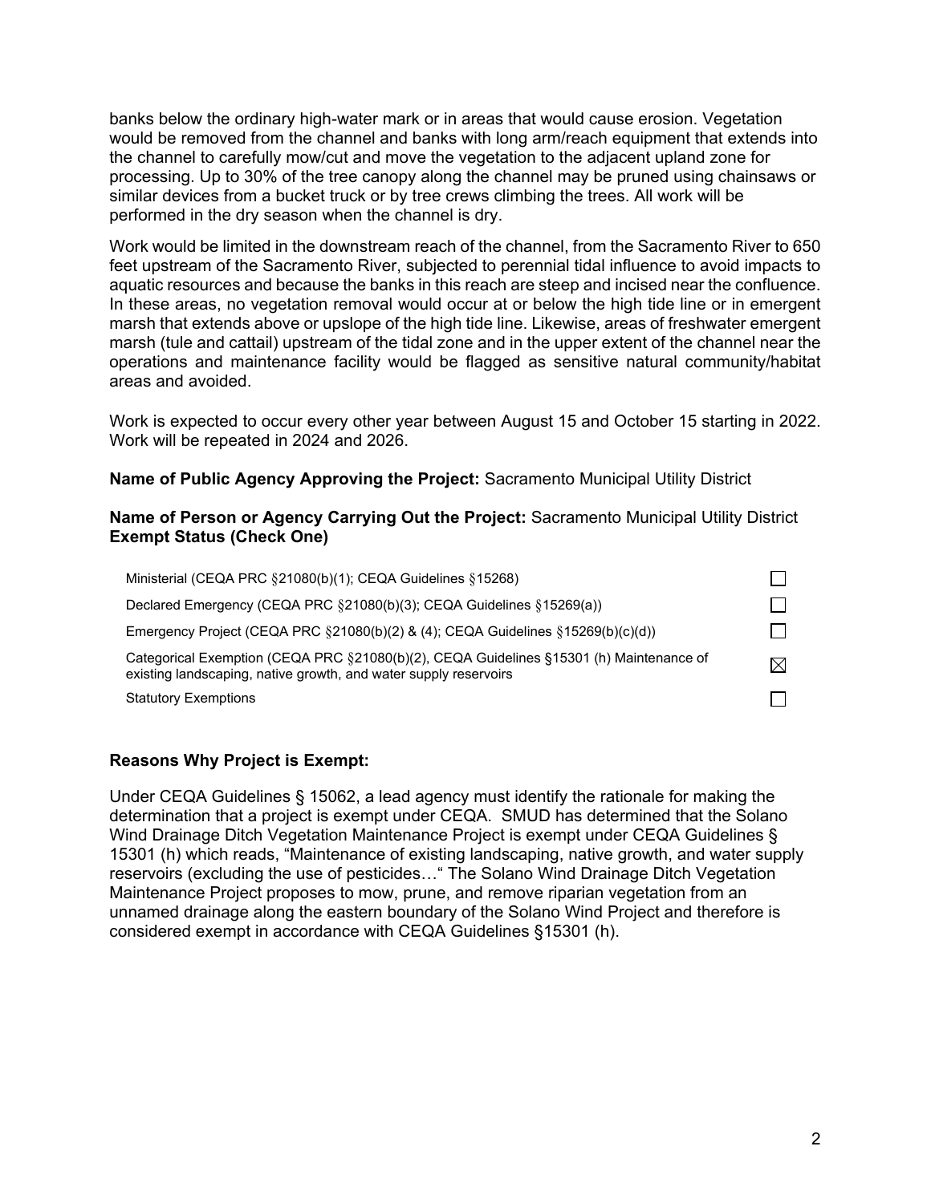banks below the ordinary high-water mark or in areas that would cause erosion. Vegetation would be removed from the channel and banks with long arm/reach equipment that extends into the channel to carefully mow/cut and move the vegetation to the adjacent upland zone for processing. Up to 30% of the tree canopy along the channel may be pruned using chainsaws or similar devices from a bucket truck or by tree crews climbing the trees. All work will be performed in the dry season when the channel is dry.

Work would be limited in the downstream reach of the channel, from the Sacramento River to 650 feet upstream of the Sacramento River, subjected to perennial tidal influence to avoid impacts to aquatic resources and because the banks in this reach are steep and incised near the confluence. In these areas, no vegetation removal would occur at or below the high tide line or in emergent marsh that extends above or upslope of the high tide line. Likewise, areas of freshwater emergent marsh (tule and cattail) upstream of the tidal zone and in the upper extent of the channel near the operations and maintenance facility would be flagged as sensitive natural community/habitat areas and avoided.

Work is expected to occur every other year between August 15 and October 15 starting in 2022. Work will be repeated in 2024 and 2026.

**Name of Public Agency Approving the Project:** Sacramento Municipal Utility District

**Name of Person or Agency Carrying Out the Project:** Sacramento Municipal Utility District
**Exempt Status (Check One)**

| | |
|---|---|
| Ministerial (CEQA PRC §21080(b)(1); CEQA Guidelines §15268) | ☐ |
| Declared Emergency (CEQA PRC §21080(b)(3); CEQA Guidelines §15269(a)) | ☐ |
| Emergency Project (CEQA PRC §21080(b)(2) & (4); CEQA Guidelines §15269(b)(c)(d)) | ☐ |
| Categorical Exemption (CEQA PRC §21080(b)(2), CEQA Guidelines §15301 (h) Maintenance of existing landscaping, native growth, and water supply reservoirs | ☒ |
| Statutory Exemptions | ☐ |

**Reasons Why Project is Exempt:**

Under CEQA Guidelines § 15062, a lead agency must identify the rationale for making the determination that a project is exempt under CEQA. SMUD has determined that the Solano Wind Drainage Ditch Vegetation Maintenance Project is exempt under CEQA Guidelines § 15301 (h) which reads, "Maintenance of existing landscaping, native growth, and water supply reservoirs (excluding the use of pesticides…" The Solano Wind Drainage Ditch Vegetation Maintenance Project proposes to mow, prune, and remove riparian vegetation from an unnamed drainage along the eastern boundary of the Solano Wind Project and therefore is considered exempt in accordance with CEQA Guidelines §15301 (h).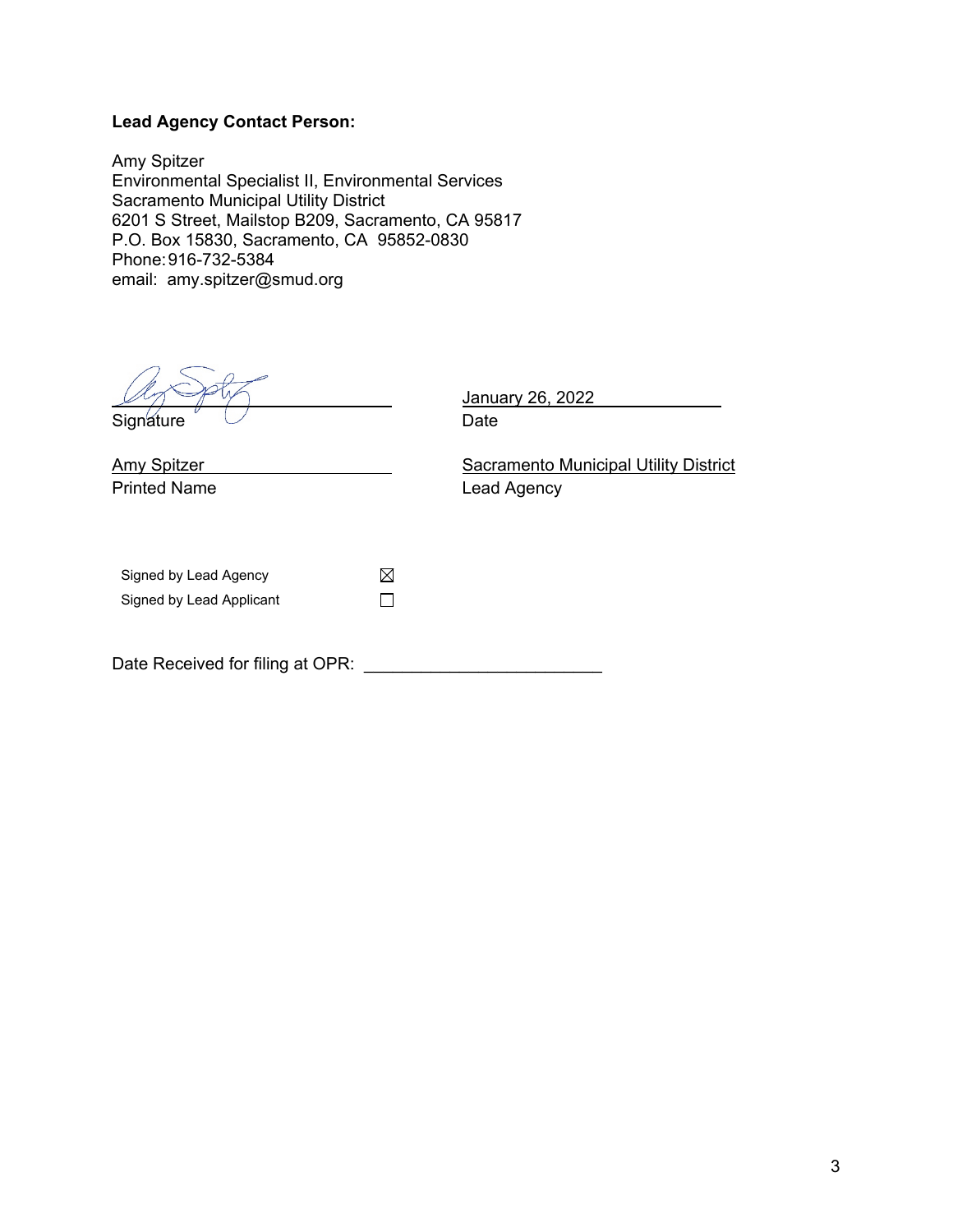**Lead Agency Contact Person:**

Amy Spitzer
Environmental Specialist II, Environmental Services
Sacramento Municipal Utility District
6201 S Street, Mailstop B209, Sacramento, CA 95817
P.O. Box 15830, Sacramento, CA 95852-0830
Phone: 916-732-5384
email: amy.spitzer@smud.org

Signature: ______________________ Date: January 26, 2022

Printed Name: Amy Spitzer Lead Agency: Sacramento Municipal Utility District

Signed by Lead Agency ☒
Signed by Lead Applicant ☐

Date Received for filing at OPR: ________________________